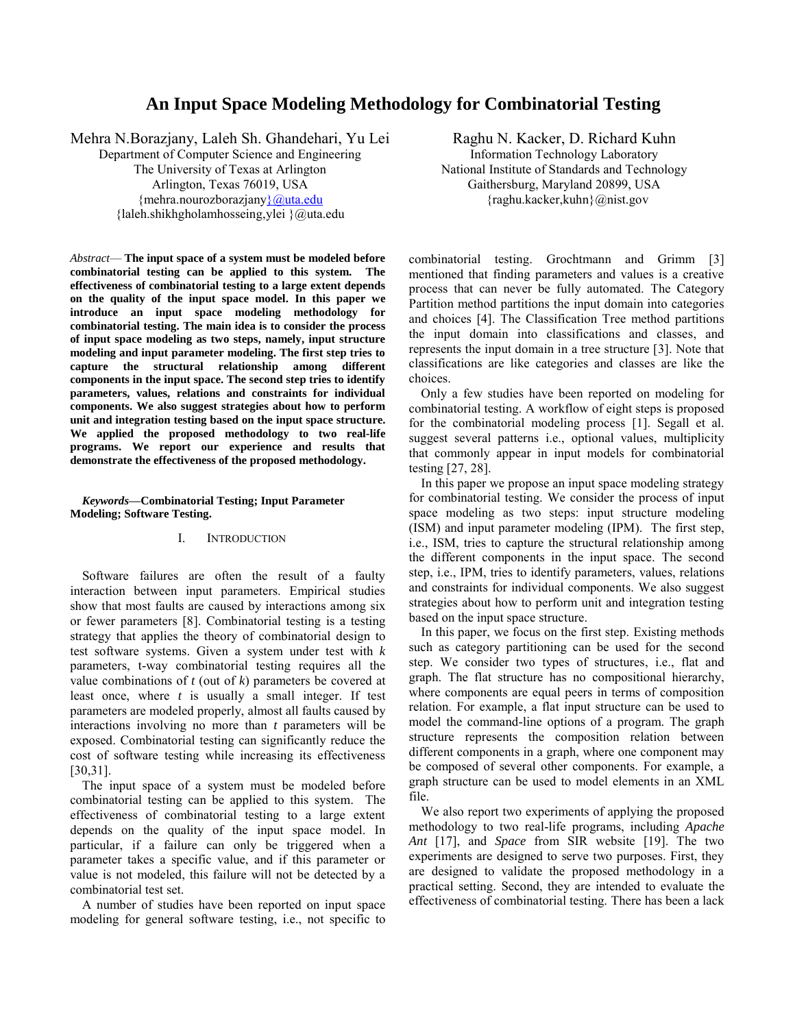# An Input Space Modeling Methodology for Combinatorial Testing

Mehra N.Borazjany, Laleh Sh. Ghandehari, Yu Lei
Department of Computer Science and Engineering
The University of Texas at Arlington
Arlington, Texas 76019, USA
{mehra.nourozborazjany}@uta.edu
{laleh.shikhgholamhosseing,ylei }@uta.edu

Raghu N. Kacker, D. Richard Kuhn
Information Technology Laboratory
National Institute of Standards and Technology
Gaithersburg, Maryland 20899, USA
{raghu.kacker,kuhn}@nist.gov

*Abstract*— **The input space of a system must be modeled before combinatorial testing can be applied to this system. The effectiveness of combinatorial testing to a large extent depends on the quality of the input space model. In this paper we introduce an input space modeling methodology for combinatorial testing. The main idea is to consider the process of input space modeling as two steps, namely, input structure modeling and input parameter modeling. The first step tries to capture the structural relationship among different components in the input space. The second step tries to identify parameters, values, relations and constraints for individual components. We also suggest strategies about how to perform unit and integration testing based on the input space structure. We applied the proposed methodology to two real-life programs. We report our experience and results that demonstrate the effectiveness of the proposed methodology.**

***Keywords*—Combinatorial Testing; Input Parameter Modeling; Software Testing.**

## I. Introduction

Software failures are often the result of a faulty interaction between input parameters. Empirical studies show that most faults are caused by interactions among six or fewer parameters [8]. Combinatorial testing is a testing strategy that applies the theory of combinatorial design to test software systems. Given a system under test with *k* parameters, t-way combinatorial testing requires all the value combinations of *t* (out of *k*) parameters be covered at least once, where *t* is usually a small integer. If test parameters are modeled properly, almost all faults caused by interactions involving no more than *t* parameters will be exposed. Combinatorial testing can significantly reduce the cost of software testing while increasing its effectiveness [30,31].

The input space of a system must be modeled before combinatorial testing can be applied to this system. The effectiveness of combinatorial testing to a large extent depends on the quality of the input space model. In particular, if a failure can only be triggered when a parameter takes a specific value, and if this parameter or value is not modeled, this failure will not be detected by a combinatorial test set.

A number of studies have been reported on input space modeling for general software testing, i.e., not specific to combinatorial testing. Grochtmann and Grimm [3] mentioned that finding parameters and values is a creative process that can never be fully automated. The Category Partition method partitions the input domain into categories and choices [4]. The Classification Tree method partitions the input domain into classifications and classes, and represents the input domain in a tree structure [3]. Note that classifications are like categories and classes are like the choices.

Only a few studies have been reported on modeling for combinatorial testing. A workflow of eight steps is proposed for the combinatorial modeling process [1]. Segall et al. suggest several patterns i.e., optional values, multiplicity that commonly appear in input models for combinatorial testing [27, 28].

In this paper we propose an input space modeling strategy for combinatorial testing. We consider the process of input space modeling as two steps: input structure modeling (ISM) and input parameter modeling (IPM). The first step, i.e., ISM, tries to capture the structural relationship among the different components in the input space. The second step, i.e., IPM, tries to identify parameters, values, relations and constraints for individual components. We also suggest strategies about how to perform unit and integration testing based on the input space structure.

In this paper, we focus on the first step. Existing methods such as category partitioning can be used for the second step. We consider two types of structures, i.e., flat and graph. The flat structure has no compositional hierarchy, where components are equal peers in terms of composition relation. For example, a flat input structure can be used to model the command-line options of a program. The graph structure represents the composition relation between different components in a graph, where one component may be composed of several other components. For example, a graph structure can be used to model elements in an XML file.

We also report two experiments of applying the proposed methodology to two real-life programs, including *Apache Ant* [17], and *Space* from SIR website [19]. The two experiments are designed to serve two purposes. First, they are designed to validate the proposed methodology in a practical setting. Second, they are intended to evaluate the effectiveness of combinatorial testing. There has been a lack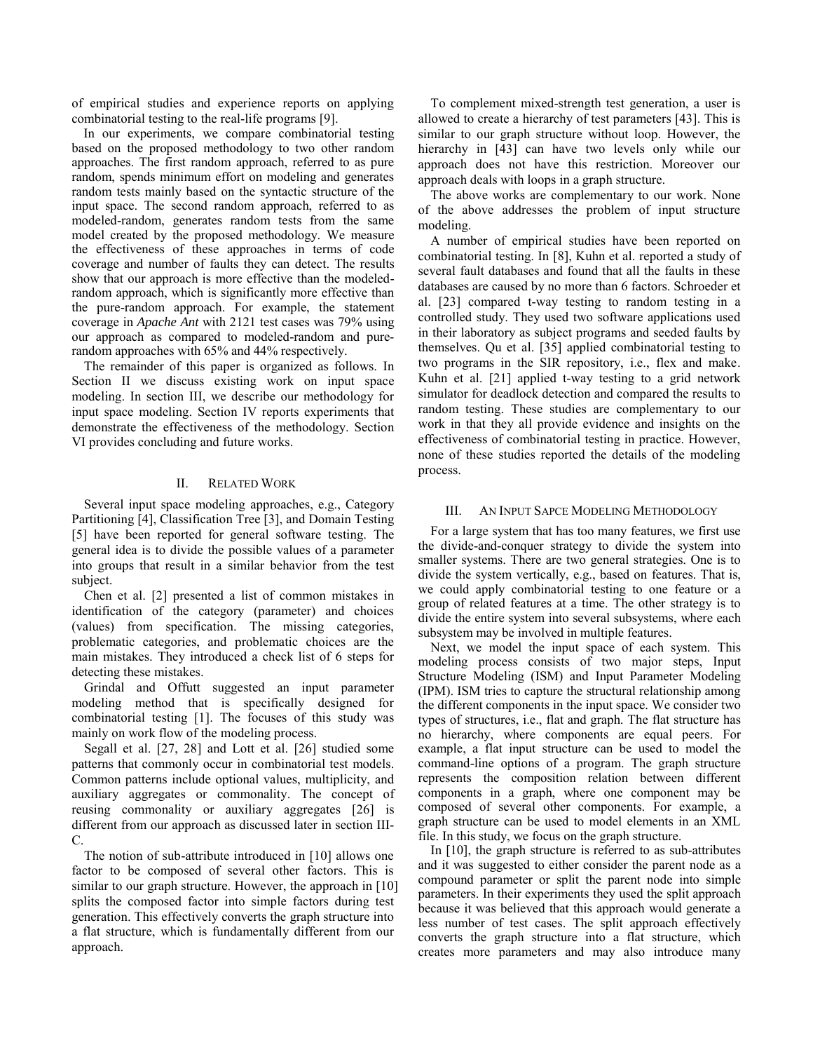of empirical studies and experience reports on applying combinatorial testing to the real-life programs [9].

In our experiments, we compare combinatorial testing based on the proposed methodology to two other random approaches. The first random approach, referred to as pure random, spends minimum effort on modeling and generates random tests mainly based on the syntactic structure of the input space. The second random approach, referred to as modeled-random, generates random tests from the same model created by the proposed methodology. We measure the effectiveness of these approaches in terms of code coverage and number of faults they can detect. The results show that our approach is more effective than the modeled-random approach, which is significantly more effective than the pure-random approach. For example, the statement coverage in *Apache Ant* with 2121 test cases was 79% using our approach as compared to modeled-random and pure-random approaches with 65% and 44% respectively.

The remainder of this paper is organized as follows. In Section II we discuss existing work on input space modeling. In section III, we describe our methodology for input space modeling. Section IV reports experiments that demonstrate the effectiveness of the methodology. Section VI provides concluding and future works.

## II. Related Work

Several input space modeling approaches, e.g., Category Partitioning [4], Classification Tree [3], and Domain Testing [5] have been reported for general software testing. The general idea is to divide the possible values of a parameter into groups that result in a similar behavior from the test subject.

Chen et al. [2] presented a list of common mistakes in identification of the category (parameter) and choices (values) from specification. The missing categories, problematic categories, and problematic choices are the main mistakes. They introduced a check list of 6 steps for detecting these mistakes.

Grindal and Offutt suggested an input parameter modeling method that is specifically designed for combinatorial testing [1]. The focuses of this study was mainly on work flow of the modeling process.

Segall et al. [27, 28] and Lott et al. [26] studied some patterns that commonly occur in combinatorial test models. Common patterns include optional values, multiplicity, and auxiliary aggregates or commonality. The concept of reusing commonality or auxiliary aggregates [26] is different from our approach as discussed later in section III-C.

The notion of sub-attribute introduced in [10] allows one factor to be composed of several other factors. This is similar to our graph structure. However, the approach in [10] splits the composed factor into simple factors during test generation. This effectively converts the graph structure into a flat structure, which is fundamentally different from our approach.

To complement mixed-strength test generation, a user is allowed to create a hierarchy of test parameters [43]. This is similar to our graph structure without loop. However, the hierarchy in [43] can have two levels only while our approach does not have this restriction. Moreover our approach deals with loops in a graph structure.

The above works are complementary to our work. None of the above addresses the problem of input structure modeling.

A number of empirical studies have been reported on combinatorial testing. In [8], Kuhn et al. reported a study of several fault databases and found that all the faults in these databases are caused by no more than 6 factors. Schroeder et al. [23] compared t-way testing to random testing in a controlled study. They used two software applications used in their laboratory as subject programs and seeded faults by themselves. Qu et al. [35] applied combinatorial testing to two programs in the SIR repository, i.e., flex and make. Kuhn et al. [21] applied t-way testing to a grid network simulator for deadlock detection and compared the results to random testing. These studies are complementary to our work in that they all provide evidence and insights on the effectiveness of combinatorial testing in practice. However, none of these studies reported the details of the modeling process.

## III. An Input Sapce Modeling Methodology

For a large system that has too many features, we first use the divide-and-conquer strategy to divide the system into smaller systems. There are two general strategies. One is to divide the system vertically, e.g., based on features. That is, we could apply combinatorial testing to one feature or a group of related features at a time. The other strategy is to divide the entire system into several subsystems, where each subsystem may be involved in multiple features.

Next, we model the input space of each system. This modeling process consists of two major steps, Input Structure Modeling (ISM) and Input Parameter Modeling (IPM). ISM tries to capture the structural relationship among the different components in the input space. We consider two types of structures, i.e., flat and graph. The flat structure has no hierarchy, where components are equal peers. For example, a flat input structure can be used to model the command-line options of a program. The graph structure represents the composition relation between different components in a graph, where one component may be composed of several other components. For example, a graph structure can be used to model elements in an XML file. In this study, we focus on the graph structure.

In [10], the graph structure is referred to as sub-attributes and it was suggested to either consider the parent node as a compound parameter or split the parent node into simple parameters. In their experiments they used the split approach because it was believed that this approach would generate a less number of test cases. The split approach effectively converts the graph structure into a flat structure, which creates more parameters and may also introduce many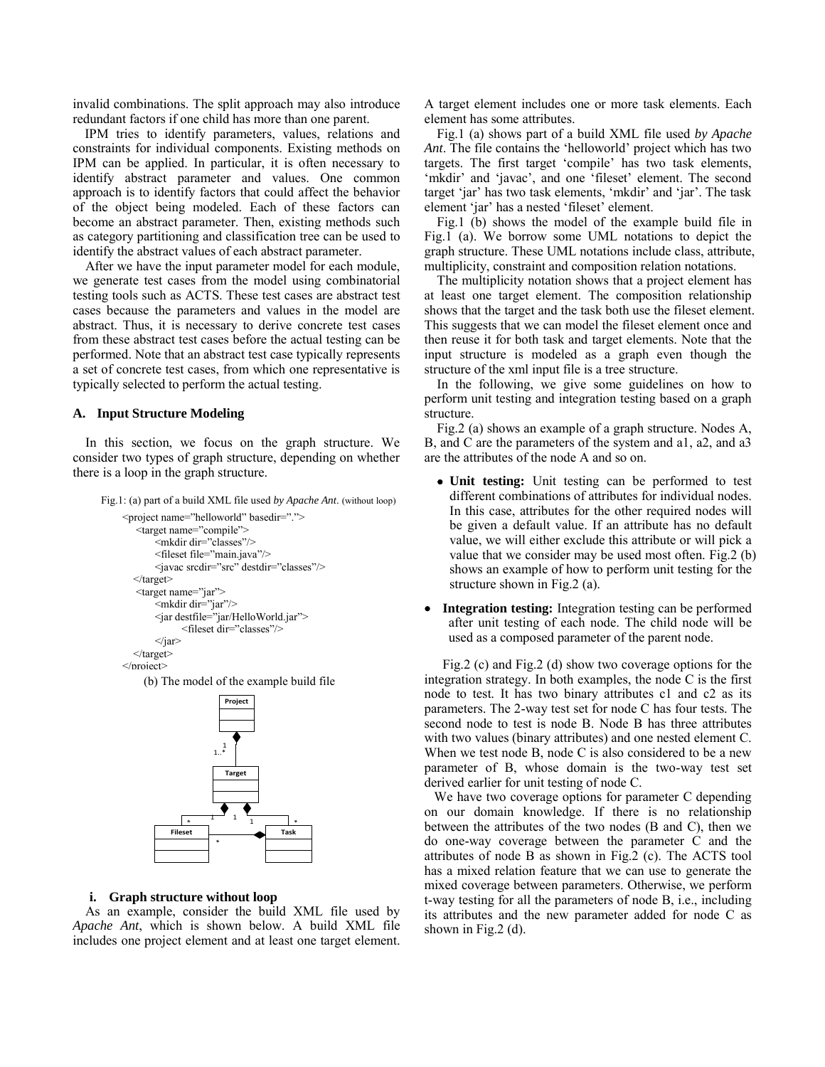invalid combinations. The split approach may also introduce redundant factors if one child has more than one parent.

IPM tries to identify parameters, values, relations and constraints for individual components. Existing methods on IPM can be applied. In particular, it is often necessary to identify abstract parameter and values. One common approach is to identify factors that could affect the behavior of the object being modeled. Each of these factors can become an abstract parameter. Then, existing methods such as category partitioning and classification tree can be used to identify the abstract values of each abstract parameter.

After we have the input parameter model for each module, we generate test cases from the model using combinatorial testing tools such as ACTS. These test cases are abstract test cases because the parameters and values in the model are abstract. Thus, it is necessary to derive concrete test cases from these abstract test cases before the actual testing can be performed. Note that an abstract test case typically represents a set of concrete test cases, from which one representative is typically selected to perform the actual testing.

### A. Input Structure Modeling

In this section, we focus on the graph structure. We consider two types of graph structure, depending on whether there is a loop in the graph structure.

Fig.1: (a) part of a build XML file used *by Apache Ant*. (without loop)

```
<project name="helloworld" basedir=".">
   <target name="compile">
        <mkdir dir="classes"/>
        <fileset file="main.java"/>
        <javac srcdir="src" destdir="classes"/>
   </target>
   <target name="jar">
        <mkdir dir="jar"/>
        <jar destfile="jar/HelloWorld.jar">
              <fileset dir="classes"/>
        </jar>
   </target>
</project>
```

(b) The model of the example build file

#### i. Graph structure without loop

As an example, consider the build XML file used by *Apache Ant*, which is shown below. A build XML file includes one project element and at least one target element. A target element includes one or more task elements. Each element has some attributes.

Fig.1 (a) shows part of a build XML file used *by Apache Ant*. The file contains the 'helloworld' project which has two targets. The first target 'compile' has two task elements, 'mkdir' and 'javac', and one 'fileset' element. The second target 'jar' has two task elements, 'mkdir' and 'jar'. The task element 'jar' has a nested 'fileset' element.

Fig.1 (b) shows the model of the example build file in Fig.1 (a). We borrow some UML notations to depict the graph structure. These UML notations include class, attribute, multiplicity, constraint and composition relation notations.

The multiplicity notation shows that a project element has at least one target element. The composition relationship shows that the target and the task both use the fileset element. This suggests that we can model the fileset element once and then reuse it for both task and target elements. Note that the input structure is modeled as a graph even though the structure of the xml input file is a tree structure.

In the following, we give some guidelines on how to perform unit testing and integration testing based on a graph structure.

Fig.2 (a) shows an example of a graph structure. Nodes A, B, and C are the parameters of the system and a1, a2, and a3 are the attributes of the node A and so on.

- **Unit testing:** Unit testing can be performed to test different combinations of attributes for individual nodes. In this case, attributes for the other required nodes will be given a default value. If an attribute has no default value, we will either exclude this attribute or will pick a value that we consider may be used most often. Fig.2 (b) shows an example of how to perform unit testing for the structure shown in Fig.2 (a).
- **Integration testing:** Integration testing can be performed after unit testing of each node. The child node will be used as a composed parameter of the parent node.

Fig.2 (c) and Fig.2 (d) show two coverage options for the integration strategy. In both examples, the node C is the first node to test. It has two binary attributes c1 and c2 as its parameters. The 2-way test set for node C has four tests. The second node to test is node B. Node B has three attributes with two values (binary attributes) and one nested element C. When we test node B, node C is also considered to be a new parameter of B, whose domain is the two-way test set derived earlier for unit testing of node C.

We have two coverage options for parameter C depending on our domain knowledge. If there is no relationship between the attributes of the two nodes (B and C), then we do one-way coverage between the parameter C and the attributes of node B as shown in Fig.2 (c). The ACTS tool has a mixed relation feature that we can use to generate the mixed coverage between parameters. Otherwise, we perform t-way testing for all the parameters of node B, i.e., including its attributes and the new parameter added for node C as shown in Fig.2 (d).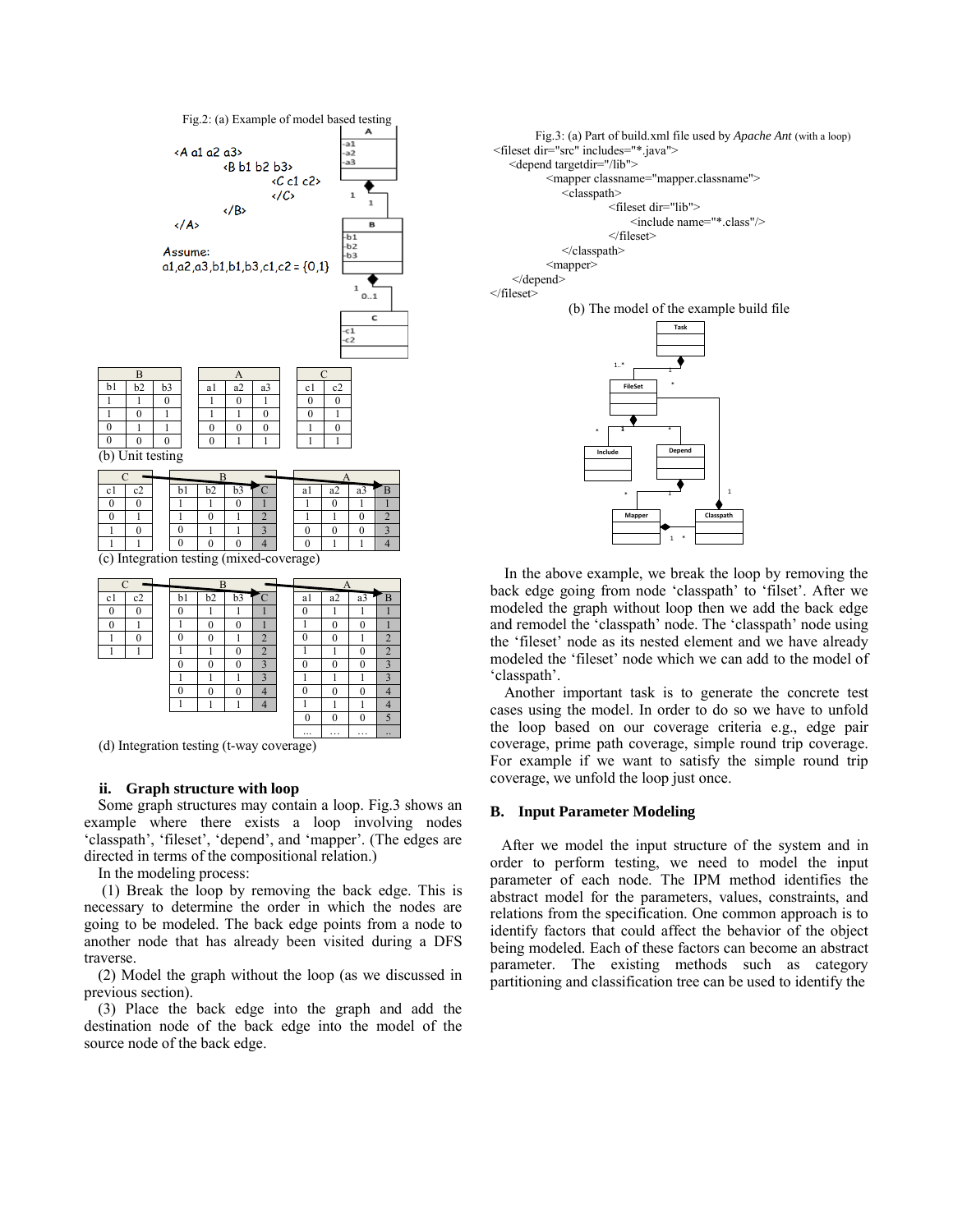Fig.2: (a) Example of model based testing

```
<A a1 a2 a3>
    <B b1 b2 b3>
        <C c1 c2>
        </C>
    </B>
</A>
```

Assume:
a1,a2,a3,b1,b1,b3,c1,c2 = {0,1}

(b) Unit testing

| B | | |
|---|---|---|
| b1 | b2 | b3 |
| 1 | 1 | 0 |
| 1 | 0 | 1 |
| 0 | 1 | 1 |
| 0 | 0 | 0 |

| A | | |
|---|---|---|
| a1 | a2 | a3 |
| 1 | 0 | 1 |
| 1 | 1 | 0 |
| 0 | 0 | 0 |
| 0 | 1 | 1 |

| C | |
|---|---|
| c1 | c2 |
| 0 | 0 |
| 0 | 1 |
| 1 | 0 |
| 1 | 1 |

(c) Integration testing (mixed-coverage)

| C | |
|---|---|
| c1 | c2 |
| 0 | 0 |
| 0 | 1 |
| 1 | 0 |
| 1 | 1 |

| B | | | |
|---|---|---|---|
| b1 | b2 | b3 | C |
| 1 | 1 | 0 | 1 |
| 1 | 0 | 1 | 2 |
| 0 | 1 | 1 | 3 |
| 0 | 0 | 0 | 4 |

| A | | | |
|---|---|---|---|
| a1 | a2 | a3 | B |
| 1 | 0 | 1 | 1 |
| 1 | 1 | 0 | 2 |
| 0 | 0 | 0 | 3 |
| 0 | 1 | 1 | 4 |

(d) Integration testing (t-way coverage)

| C | |
|---|---|
| c1 | c2 |
| 0 | 0 |
| 0 | 1 |
| 1 | 0 |
| 1 | 1 |

| B | | | |
|---|---|---|---|
| b1 | b2 | b3 | C |
| 0 | 1 | 1 | 1 |
| 1 | 0 | 0 | 1 |
| 0 | 0 | 1 | 2 |
| 1 | 1 | 0 | 2 |
| 0 | 0 | 0 | 3 |
| 1 | 1 | 1 | 3 |
| 0 | 0 | 0 | 4 |
| 1 | 1 | 1 | 4 |

| A | | | |
|---|---|---|---|
| a1 | a2 | a3 | B |
| 0 | 1 | 1 | 1 |
| 1 | 0 | 0 | 1 |
| 0 | 0 | 1 | 2 |
| 1 | 1 | 0 | 2 |
| 0 | 0 | 0 | 3 |
| 1 | 1 | 1 | 3 |
| 0 | 0 | 0 | 4 |
| 1 | 1 | 1 | 4 |
| 0 | 0 | 0 | 5 |
| ... | ... | ... | .. |

### ii. Graph structure with loop

Some graph structures may contain a loop. Fig.3 shows an example where there exists a loop involving nodes 'classpath', 'fileset', 'depend', and 'mapper'. (The edges are directed in terms of the compositional relation.)

In the modeling process:

(1) Break the loop by removing the back edge. This is necessary to determine the order in which the nodes are going to be modeled. The back edge points from a node to another node that has already been visited during a DFS traverse.

(2) Model the graph without the loop (as we discussed in previous section).

(3) Place the back edge into the graph and add the destination node of the back edge into the model of the source node of the back edge.

Fig.3: (a) Part of build.xml file used by *Apache Ant* (with a loop)

```
<fileset dir="src" includes="*.java">
    <depend targetdir="/lib">
        <mapper classname="mapper.classname">
            <classpath>
                <fileset dir="lib">
                    <include name="*.class"/>
                </fileset>
            </classpath>
        <mapper>
    </depend>
</fileset>
```

(b) The model of the example build file

In the above example, we break the loop by removing the back edge going from node 'classpath' to 'filset'. After we modeled the graph without loop then we add the back edge and remodel the 'classpath' node. The 'classpath' node using the 'fileset' node as its nested element and we have already modeled the 'fileset' node which we can add to the model of 'classpath'.

Another important task is to generate the concrete test cases using the model. In order to do so we have to unfold the loop based on our coverage criteria e.g., edge pair coverage, prime path coverage, simple round trip coverage. For example if we want to satisfy the simple round trip coverage, we unfold the loop just once.

## B. Input Parameter Modeling

After we model the input structure of the system and in order to perform testing, we need to model the input parameter of each node. The IPM method identifies the abstract model for the parameters, values, constraints, and relations from the specification. One common approach is to identify factors that could affect the behavior of the object being modeled. Each of these factors can become an abstract parameter. The existing methods such as category partitioning and classification tree can be used to identify the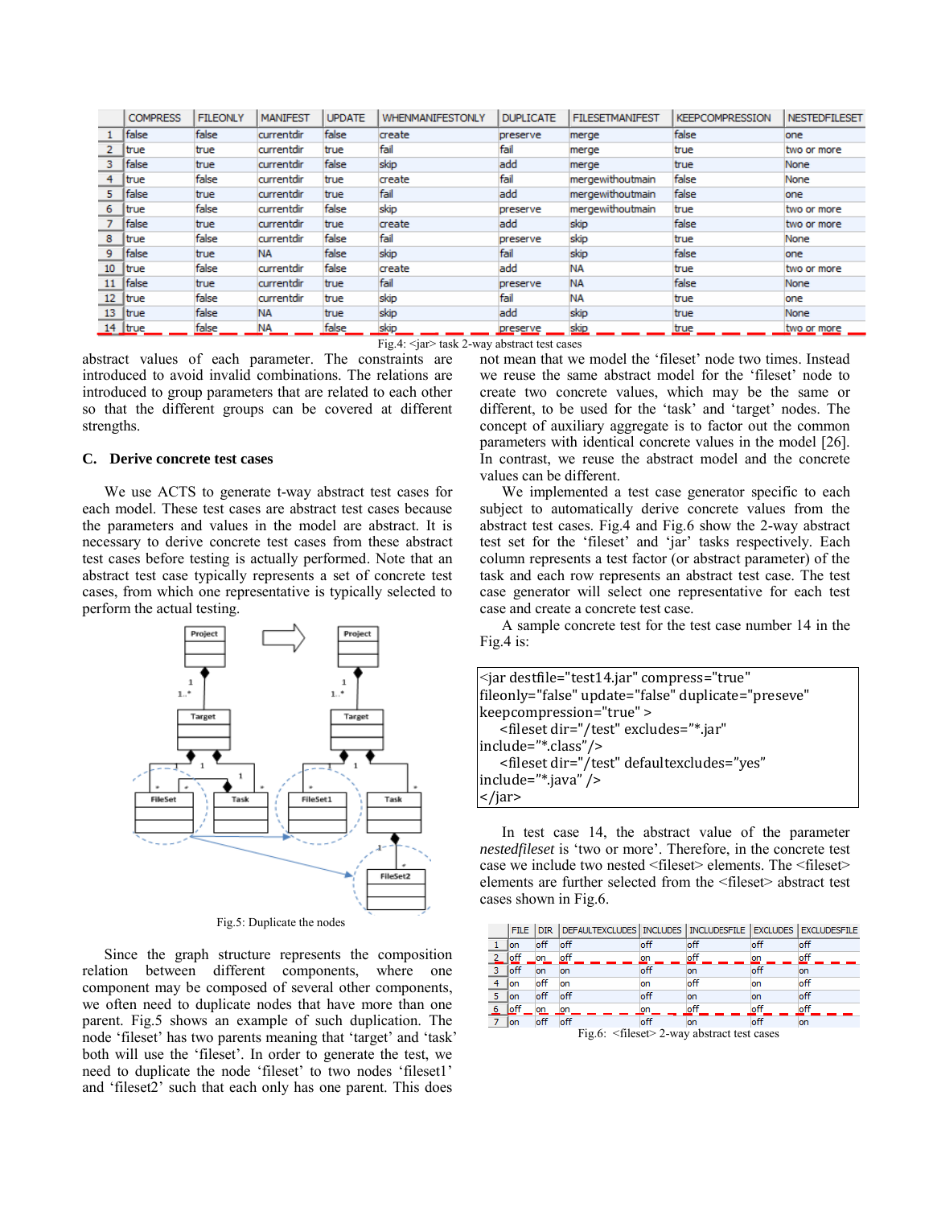|  | COMPRESS | FILEONLY | MANIFEST | UPDATE | WHENMANIFESTONLY | DUPLICATE | FILESETMANIFEST | KEEPCOMPRESSION | NESTEDFILESET |
|---|---|---|---|---|---|---|---|---|---|
| 1 | false | false | currentdir | false | create | preserve | merge | false | one |
| 2 | true | true | currentdir | true | fail | fail | merge | true | two or more |
| 3 | false | true | currentdir | false | skip | add | merge | true | None |
| 4 | true | false | currentdir | true | create | fail | mergewithoutmain | false | None |
| 5 | false | true | currentdir | true | fail | add | mergewithoutmain | false | one |
| 6 | true | false | currentdir | false | skip | preserve | mergewithoutmain | true | two or more |
| 7 | false | true | currentdir | true | create | add | skip | false | two or more |
| 8 | true | false | currentdir | false | fail | preserve | skip | true | None |
| 9 | false | true | NA | false | skip | fail | skip | false | one |
| 10 | true | false | currentdir | false | create | add | NA | true | two or more |
| 11 | false | true | currentdir | true | fail | preserve | NA | false | None |
| 12 | true | false | currentdir | true | skip | fail | NA | true | one |
| 13 | true | false | NA | true | skip | add | skip | true | None |
| 14 | true | false | NA | false | skip | preserve | skip | true | two or more |

Fig.4: <jar> task 2-way abstract test cases

abstract values of each parameter. The constraints are introduced to avoid invalid combinations. The relations are introduced to group parameters that are related to each other so that the different groups can be covered at different strengths.

### C. Derive concrete test cases

We use ACTS to generate t-way abstract test cases for each model. These test cases are abstract test cases because the parameters and values in the model are abstract. It is necessary to derive concrete test cases from these abstract test cases before testing is actually performed. Note that an abstract test case typically represents a set of concrete test cases, from which one representative is typically selected to perform the actual testing.

Fig.5: Duplicate the nodes

Since the graph structure represents the composition relation between different components, where one component may be composed of several other components, we often need to duplicate nodes that have more than one parent. Fig.5 shows an example of such duplication. The node 'fileset' has two parents meaning that 'target' and 'task' both will use the 'fileset'. In order to generate the test, we need to duplicate the node 'fileset' to two nodes 'fileset1' and 'fileset2' such that each only has one parent. This does not mean that we model the 'fileset' node two times. Instead we reuse the same abstract model for the 'fileset' node to create two concrete values, which may be the same or different, to be used for the 'task' and 'target' nodes. The concept of auxiliary aggregate is to factor out the common parameters with identical concrete values in the model [26]. In contrast, we reuse the abstract model and the concrete values can be different.

We implemented a test case generator specific to each subject to automatically derive concrete values from the abstract test cases. Fig.4 and Fig.6 show the 2-way abstract test set for the 'fileset' and 'jar' tasks respectively. Each column represents a test factor (or abstract parameter) of the task and each row represents an abstract test case. The test case generator will select one representative for each test case and create a concrete test case.

A sample concrete test for the test case number 14 in the Fig.4 is:

```
<jar destfile="test14.jar" compress="true"
fileonly="false" update="false" duplicate="preseve"
keepcompression="true" >
    <fileset dir="/test" excludes="*.jar"
include="*.class"/>
    <fileset dir="/test" defaultexcludes="yes"
include="*.java" />
</jar>
```

In test case 14, the abstract value of the parameter *nestedfileset* is 'two or more'. Therefore, in the concrete test case we include two nested <fileset> elements. The <fileset> elements are further selected from the <fileset> abstract test cases shown in Fig.6.

|  | FILE | DIR | DEFAULTEXCLUDES | INCLUDES | INCLUDESFILE | EXCLUDES | EXCLUDESFILE |
|---|---|---|---|---|---|---|---|
| 1 | on | off | off | off | off | off | off |
| 2 | off | on | off | on | off | on | off |
| 3 | off | on | on | off | on | off | on |
| 4 | on | off | on | on | off | on | off |
| 5 | on | off | off | off | on | on | off |
| 6 | off | on | on | on | off | off | off |
| 7 | on | off | off | off | on | off | on |

Fig.6: <fileset> 2-way abstract test cases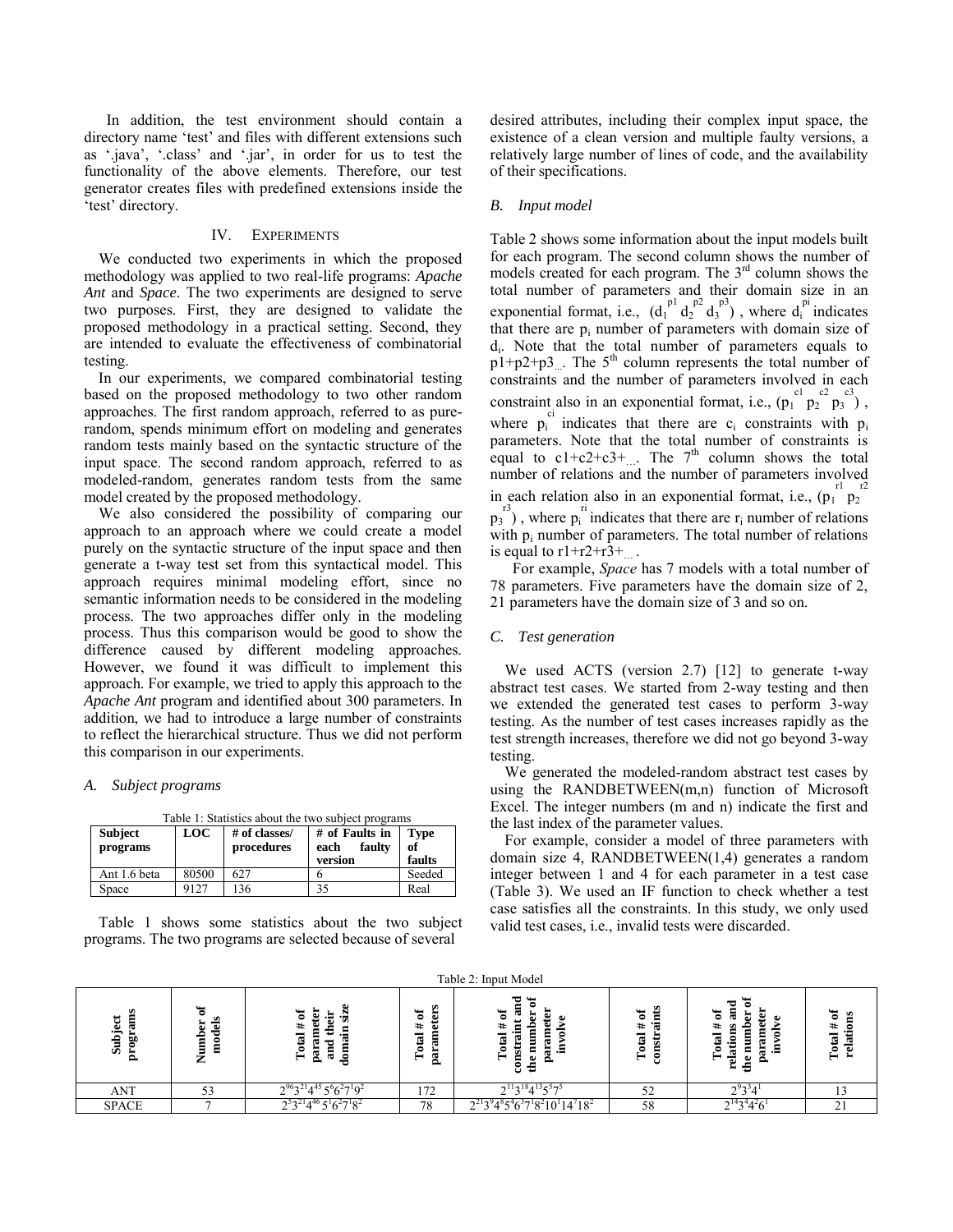In addition, the test environment should contain a directory name 'test' and files with different extensions such as '.java', '.class' and '.jar', in order for us to test the functionality of the above elements. Therefore, our test generator creates files with predefined extensions inside the 'test' directory.

## IV. EXPERIMENTS

We conducted two experiments in which the proposed methodology was applied to two real-life programs: *Apache Ant* and *Space*. The two experiments are designed to serve two purposes. First, they are designed to validate the proposed methodology in a practical setting. Second, they are intended to evaluate the effectiveness of combinatorial testing.

In our experiments, we compared combinatorial testing based on the proposed methodology to two other random approaches. The first random approach, referred to as pure-random, spends minimum effort on modeling and generates random tests mainly based on the syntactic structure of the input space. The second random approach, referred to as modeled-random, generates random tests from the same model created by the proposed methodology.

We also considered the possibility of comparing our approach to an approach where we could create a model purely on the syntactic structure of the input space and then generate a t-way test set from this syntactical model. This approach requires minimal modeling effort, since no semantic information needs to be considered in the modeling process. The two approaches differ only in the modeling process. Thus this comparison would be good to show the difference caused by different modeling approaches. However, we found it was difficult to implement this approach. For example, we tried to apply this approach to the *Apache Ant* program and identified about 300 parameters. In addition, we had to introduce a large number of constraints to reflect the hierarchical structure. Thus we did not perform this comparison in our experiments.

### A. Subject programs

Table 1: Statistics about the two subject programs

| Subject programs | LOC | # of classes/ procedures | # of Faults in each faulty version | Type of faults |
|---|---|---|---|---|
| Ant 1.6 beta | 80500 | 627 | 6 | Seeded |
| Space | 9127 | 136 | 35 | Real |

Table 1 shows some statistics about the two subject programs. The two programs are selected because of several desired attributes, including their complex input space, the existence of a clean version and multiple faulty versions, a relatively large number of lines of code, and the availability of their specifications.

### B. Input model

Table 2 shows some information about the input models built for each program. The second column shows the number of models created for each program. The 3[rd] column shows the total number of parameters and their domain size in an exponential format, i.e., $(d_1^{p1}\, d_2^{p2}\, d_3^{p3})$, where $d_i^{pi}$ indicates that there are $p_i$ number of parameters with domain size of $d_i$. Note that the total number of parameters equals to $p1+p2+p3_{...}$. The 5[th] column represents the total number of constraints and the number of parameters involved in each constraint also in an exponential format, i.e., $(p_1^{c1}\, p_2^{c2}\, p_3^{c3})$, where $p_i^{ci}$ indicates that there are $c_i$ constraints with $p_i$ parameters. Note that the total number of constraints is equal to $c1+c2+c3+_{...}$. The 7[th] column shows the total number of relations and the number of parameters involved in each relation also in an exponential format, i.e., $(p_1^{r1}\, p_2^{r2}\, p_3^{r3})$, where $p_i^{ri}$ indicates that there are $r_i$ number of relations with $p_i$ number of parameters. The total number of relations is equal to $r1+r2+r3+_{...}$.

For example, *Space* has 7 models with a total number of 78 parameters. Five parameters have the domain size of 2, 21 parameters have the domain size of 3 and so on.

### C. Test generation

We used ACTS (version 2.7) [12] to generate t-way abstract test cases. We started from 2-way testing and then we extended the generated test cases to perform 3-way testing. As the number of test cases increases rapidly as the test strength increases, therefore we did not go beyond 3-way testing.

We generated the modeled-random abstract test cases by using the RANDBETWEEN(m,n) function of Microsoft Excel. The integer numbers (m and n) indicate the first and the last index of the parameter values.

For example, consider a model of three parameters with domain size 4, RANDBETWEEN(1,4) generates a random integer between 1 and 4 for each parameter in a test case (Table 3). We used an IF function to check whether a test case satisfies all the constraints. In this study, we only used valid test cases, i.e., invalid tests were discarded.

Table 2: Input Model

| Subject programs | Number of models | Total # of parameter and their domain size | Total # of parameters | Total # of constraint and the number of parameter involve | Total # of constraints | Total # of relations and the number of parameter involve | Total # of relations |
|---|---|---|---|---|---|---|---|
| ANT | 53 | $2^{96}3^{21}4^{45}5^{6}6^{2}7^{1}9^{2}$ | 172 | $2^{11}3^{18}4^{13}5^{5}7^{5}$ | 52 | $2^{9}3^{3}4^{1}$ | 13 |
| SPACE | 7 | $2^{5}3^{21}4^{46}5^{1}6^{2}7^{1}8^{2}$ | 78 | $2^{21}3^{9}4^{9}5^{4}6^{3}7^{1}8^{2}10^{1}14^{7}18^{2}$ | 58 | $2^{14}3^{3}4^{2}6^{1}$ | 21 |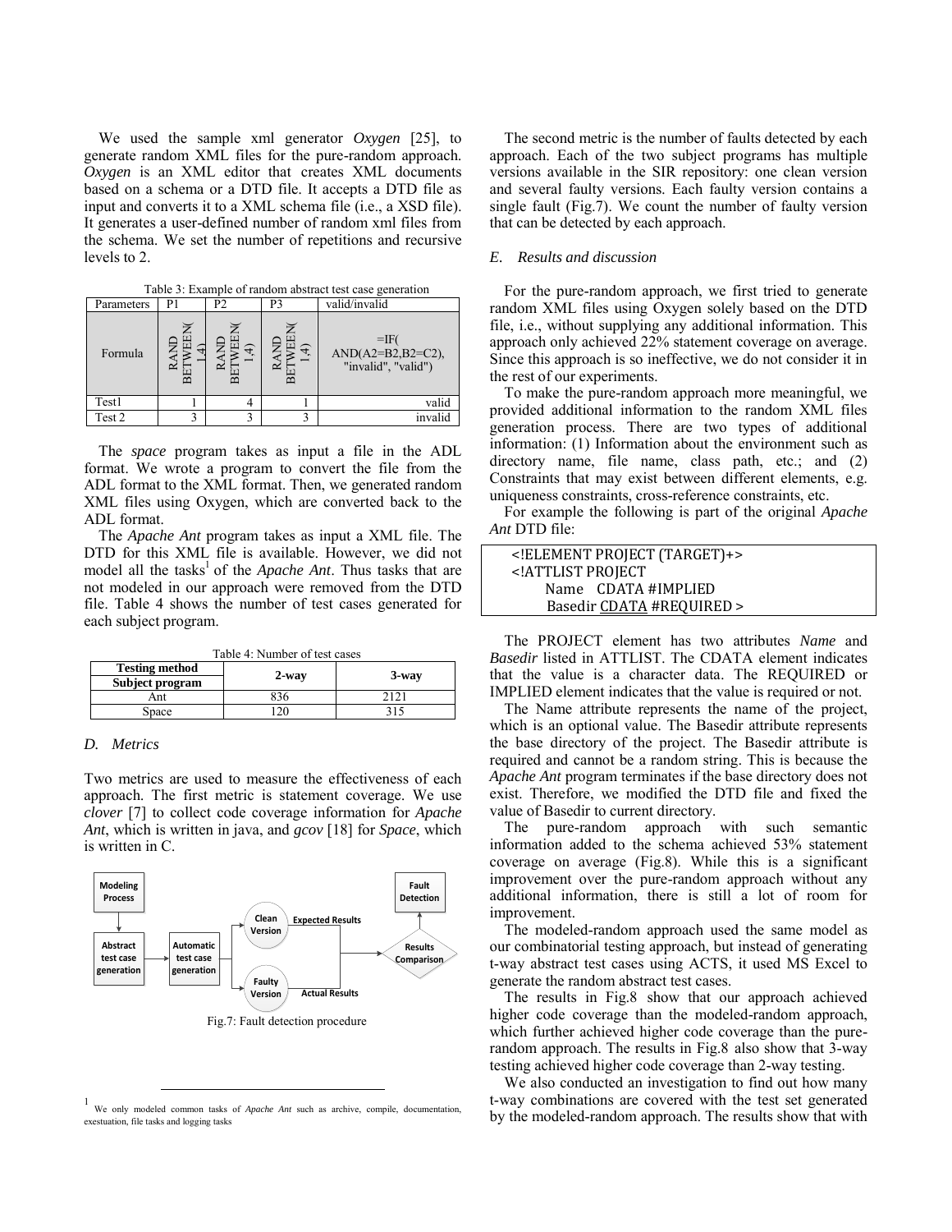We used the sample xml generator *Oxygen* [25], to generate random XML files for the pure-random approach. *Oxygen* is an XML editor that creates XML documents based on a schema or a DTD file. It accepts a DTD file as input and converts it to a XML schema file (i.e., a XSD file). It generates a user-defined number of random xml files from the schema. We set the number of repetitions and recursive levels to 2.

Table 3: Example of random abstract test case generation

| Parameters | P1 | P2 | P3 | valid/invalid |
|---|---|---|---|---|
| Formula | RAND BETWEEN( 1,4) | RAND BETWEEN( 1,4) | RAND BETWEEN( 1,4) | =IF( AND(A2=B2,B2=C2), "invalid", "valid") |
| Test1 | 1 | 4 | 1 | valid |
| Test 2 | 3 | 3 | 3 | invalid |

The *space* program takes as input a file in the ADL format. We wrote a program to convert the file from the ADL format to the XML format. Then, we generated random XML files using Oxygen, which are converted back to the ADL format.

The *Apache Ant* program takes as input a XML file. The DTD for this XML file is available. However, we did not model all the tasks[1] of the *Apache Ant*. Thus tasks that are not modeled in our approach were removed from the DTD file. Table 4 shows the number of test cases generated for each subject program.

Table 4: Number of test cases

| Testing method / Subject program | 2-way | 3-way |
|---|---|---|
| Ant | 836 | 2121 |
| Space | 120 | 315 |

### *D. Metrics*

Two metrics are used to measure the effectiveness of each approach. The first metric is statement coverage. We use *clover* [7] to collect code coverage information for *Apache Ant*, which is written in java, and *gcov* [18] for *Space*, which is written in C.

Fig.7: Fault detection procedure

[1] We only modeled common tasks of *Apache Ant* such as archive, compile, documentation, exestuation, file tasks and logging tasks

The second metric is the number of faults detected by each approach. Each of the two subject programs has multiple versions available in the SIR repository: one clean version and several faulty versions. Each faulty version contains a single fault (Fig.7). We count the number of faulty version that can be detected by each approach.

### *E. Results and discussion*

For the pure-random approach, we first tried to generate random XML files using Oxygen solely based on the DTD file, i.e., without supplying any additional information. This approach only achieved 22% statement coverage on average. Since this approach is so ineffective, we do not consider it in the rest of our experiments.

To make the pure-random approach more meaningful, we provided additional information to the random XML files generation process. There are two types of additional information: (1) Information about the environment such as directory name, file name, class path, etc.; and (2) Constraints that may exist between different elements, e.g. uniqueness constraints, cross-reference constraints, etc.

For example the following is part of the original *Apache Ant* DTD file:

```
<!ELEMENT PROJECT (TARGET)+>
<!ATTLIST PROJECT
    Name   CDATA #IMPLIED
    Basedir CDATA #REQUIRED >
```

The PROJECT element has two attributes *Name* and *Basedir* listed in ATTLIST. The CDATA element indicates that the value is a character data. The REQUIRED or IMPLIED element indicates that the value is required or not.

The Name attribute represents the name of the project, which is an optional value. The Basedir attribute represents the base directory of the project. The Basedir attribute is required and cannot be a random string. This is because the *Apache Ant* program terminates if the base directory does not exist. Therefore, we modified the DTD file and fixed the value of Basedir to current directory.

The pure-random approach with such semantic information added to the schema achieved 53% statement coverage on average (Fig.8). While this is a significant improvement over the pure-random approach without any additional information, there is still a lot of room for improvement.

The modeled-random approach used the same model as our combinatorial testing approach, but instead of generating t-way abstract test cases using ACTS, it used MS Excel to generate the random abstract test cases.

The results in Fig.8 show that our approach achieved higher code coverage than the modeled-random approach, which further achieved higher code coverage than the pure-random approach. The results in Fig.8 also show that 3-way testing achieved higher code coverage than 2-way testing.

We also conducted an investigation to find out how many t-way combinations are covered with the test set generated by the modeled-random approach. The results show that with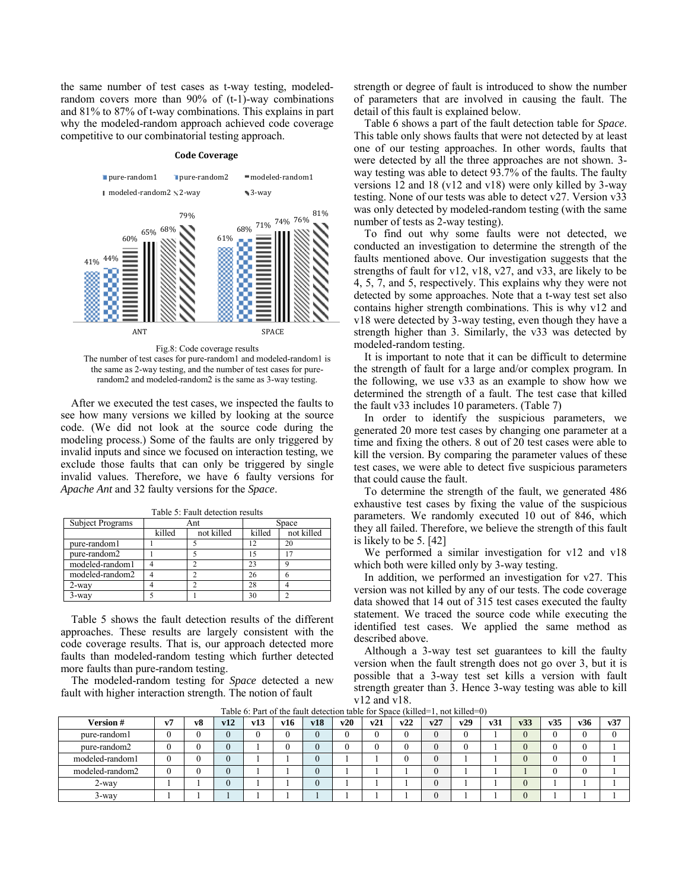the same number of test cases as t-way testing, modeled-random covers more than 90% of (t-1)-way combinations and 81% to 87% of t-way combinations. This explains in part why the modeled-random approach achieved code coverage competitive to our combinatorial testing approach.

**Code Coverage**

pure-random1 | pure-random2 | modeled-random1 | modeled-random2 | 2-way | 3-way

ANT: 41%, 44%, 60%, 65%, 68%, 79%

SPACE: 61%, 68%, 71%, 74%, 76%, 81%

Fig.8: Code coverage results

The number of test cases for pure-random1 and modeled-random1 is the same as 2-way testing, and the number of test cases for pure-random2 and modeled-random2 is the same as 3-way testing.

After we executed the test cases, we inspected the faults to see how many versions we killed by looking at the source code. (We did not look at the source code during the modeling process.) Some of the faults are only triggered by invalid inputs and since we focused on interaction testing, we exclude those faults that can only be triggered by single invalid values. Therefore, we have 6 faulty versions for *Apache Ant* and 32 faulty versions for the *Space*.

Table 5: Fault detection results

| Subject Programs | Ant | | Space | |
|---|---|---|---|---|
| | killed | not killed | killed | not killed |
| pure-random1 | 1 | 5 | 12 | 20 |
| pure-random2 | 1 | 5 | 15 | 17 |
| modeled-random1 | 4 | 2 | 23 | 9 |
| modeled-random2 | 4 | 2 | 26 | 6 |
| 2-way | 4 | 2 | 28 | 4 |
| 3-way | 5 | 1 | 30 | 2 |

Table 5 shows the fault detection results of the different approaches. These results are largely consistent with the code coverage results. That is, our approach detected more faults than modeled-random testing which further detected more faults than pure-random testing.

The modeled-random testing for *Space* detected a new fault with higher interaction strength. The notion of fault strength or degree of fault is introduced to show the number of parameters that are involved in causing the fault. The detail of this fault is explained below.

Table 6 shows a part of the fault detection table for *Space*. This table only shows faults that were not detected by at least one of our testing approaches. In other words, faults that were detected by all the three approaches are not shown. 3-way testing was able to detect 93.7% of the faults. The faulty versions 12 and 18 (v12 and v18) were only killed by 3-way testing. None of our tests was able to detect v27. Version v33 was only detected by modeled-random testing (with the same number of tests as 2-way testing).

To find out why some faults were not detected, we conducted an investigation to determine the strength of the faults mentioned above. Our investigation suggests that the strengths of fault for v12, v18, v27, and v33, are likely to be 4, 5, 7, and 5, respectively. This explains why they were not detected by some approaches. Note that a t-way test set also contains higher strength combinations. This is why v12 and v18 were detected by 3-way testing, even though they have a strength higher than 3. Similarly, the v33 was detected by modeled-random testing.

It is important to note that it can be difficult to determine the strength of fault for a large and/or complex program. In the following, we use v33 as an example to show how we determined the strength of a fault. The test case that killed the fault v33 includes 10 parameters. (Table 7)

In order to identify the suspicious parameters, we generated 20 more test cases by changing one parameter at a time and fixing the others. 8 out of 20 test cases were able to kill the version. By comparing the parameter values of these test cases, we were able to detect five suspicious parameters that could cause the fault.

To determine the strength of the fault, we generated 486 exhaustive test cases by fixing the value of the suspicious parameters. We randomly executed 10 out of 846, which they all failed. Therefore, we believe the strength of this fault is likely to be 5. [42]

We performed a similar investigation for v12 and v18 which both were killed only by 3-way testing.

In addition, we performed an investigation for v27. This version was not killed by any of our tests. The code coverage data showed that 14 out of 315 test cases executed the faulty statement. We traced the source code while executing the identified test cases. We applied the same method as described above.

Although a 3-way test set guarantees to kill the faulty version when the fault strength does not go over 3, but it is possible that a 3-way test set kills a version with fault strength greater than 3. Hence 3-way testing was able to kill v12 and v18.

Table 6: Part of the fault detection table for Space (killed=1, not killed=0)

| Version # | v7 | v8 | v12 | v13 | v16 | v18 | v20 | v21 | v22 | v27 | v29 | v31 | v33 | v35 | v36 | v37 |
|---|---|---|---|---|---|---|---|---|---|---|---|---|---|---|---|---|
| pure-random1 | 0 | 0 | 0 | 0 | 0 | 0 | 0 | 0 | 0 | 0 | 0 | 1 | 0 | 0 | 0 | 0 |
| pure-random2 | 0 | 0 | 0 | 1 | 0 | 0 | 0 | 0 | 0 | 0 | 0 | 1 | 0 | 0 | 0 | 1 |
| modeled-random1 | 0 | 0 | 0 | 1 | 1 | 0 | 1 | 1 | 0 | 0 | 1 | 1 | 0 | 0 | 0 | 1 |
| modeled-random2 | 0 | 0 | 0 | 1 | 1 | 0 | 1 | 1 | 1 | 0 | 1 | 1 | 1 | 0 | 0 | 1 |
| 2-way | 1 | 1 | 0 | 1 | 1 | 0 | 1 | 1 | 1 | 0 | 1 | 1 | 0 | 1 | 1 | 1 |
| 3-way | 1 | 1 | 1 | 1 | 1 | 1 | 1 | 1 | 1 | 0 | 1 | 1 | 0 | 1 | 1 | 1 |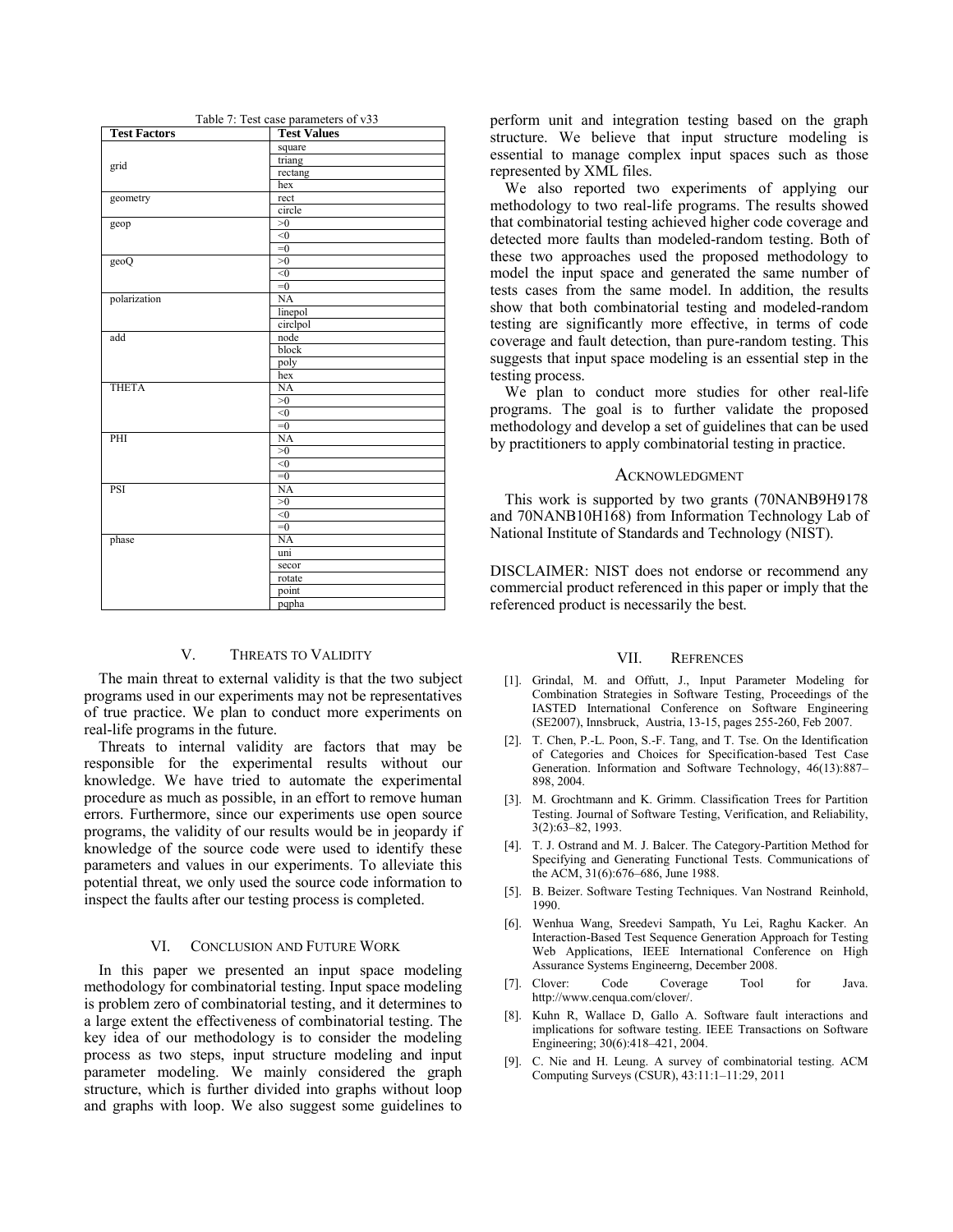Table 7: Test case parameters of v33

| Test Factors | Test Values |
|---|---|
| grid | square |
| | triang |
| | rectang |
| | hex |
| geometry | rect |
| | circle |
| geop | >0 |
| | <0 |
| | =0 |
| geoQ | >0 |
| | <0 |
| | =0 |
| polarization | NA |
| | linepol |
| | circlpol |
| add | node |
| | block |
| | poly |
| | hex |
| THETA | NA |
| | >0 |
| | <0 |
| | =0 |
| PHI | NA |
| | >0 |
| | <0 |
| | =0 |
| PSI | NA |
| | >0 |
| | <0 |
| | =0 |
| phase | NA |
| | uni |
| | secor |
| | rotate |
| | point |
| | pqpha |

## V. THREATS TO VALIDITY

The main threat to external validity is that the two subject programs used in our experiments may not be representatives of true practice. We plan to conduct more experiments on real-life programs in the future.

Threats to internal validity are factors that may be responsible for the experimental results without our knowledge. We have tried to automate the experimental procedure as much as possible, in an effort to remove human errors. Furthermore, since our experiments use open source programs, the validity of our results would be in jeopardy if knowledge of the source code were used to identify these parameters and values in our experiments. To alleviate this potential threat, we only used the source code information to inspect the faults after our testing process is completed.

## VI. CONCLUSION AND FUTURE WORK

In this paper we presented an input space modeling methodology for combinatorial testing. Input space modeling is problem zero of combinatorial testing, and it determines to a large extent the effectiveness of combinatorial testing. The key idea of our methodology is to consider the modeling process as two steps, input structure modeling and input parameter modeling. We mainly considered the graph structure, which is further divided into graphs without loop and graphs with loop. We also suggest some guidelines to perform unit and integration testing based on the graph structure. We believe that input structure modeling is essential to manage complex input spaces such as those represented by XML files.

We also reported two experiments of applying our methodology to two real-life programs. The results showed that combinatorial testing achieved higher code coverage and detected more faults than modeled-random testing. Both of these two approaches used the proposed methodology to model the input space and generated the same number of tests cases from the same model. In addition, the results show that both combinatorial testing and modeled-random testing are significantly more effective, in terms of code coverage and fault detection, than pure-random testing. This suggests that input space modeling is an essential step in the testing process.

We plan to conduct more studies for other real-life programs. The goal is to further validate the proposed methodology and develop a set of guidelines that can be used by practitioners to apply combinatorial testing in practice.

## ACKNOWLEDGMENT

This work is supported by two grants (70NANB9H9178 and 70NANB10H168) from Information Technology Lab of National Institute of Standards and Technology (NIST).

DISCLAIMER: NIST does not endorse or recommend any commercial product referenced in this paper or imply that the referenced product is necessarily the best.

## VII. REFRENCES

[1]. Grindal, M. and Offutt, J., Input Parameter Modeling for Combination Strategies in Software Testing, Proceedings of the IASTED International Conference on Software Engineering (SE2007), Innsbruck, Austria, 13-15, pages 255-260, Feb 2007.

[2]. T. Chen, P.-L. Poon, S.-F. Tang, and T. Tse. On the Identification of Categories and Choices for Specification-based Test Case Generation. Information and Software Technology, 46(13):887–898, 2004.

[3]. M. Grochtmann and K. Grimm. Classification Trees for Partition Testing. Journal of Software Testing, Verification, and Reliability, 3(2):63–82, 1993.

[4]. T. J. Ostrand and M. J. Balcer. The Category-Partition Method for Specifying and Generating Functional Tests. Communications of the ACM, 31(6):676–686, June 1988.

[5]. B. Beizer. Software Testing Techniques. Van Nostrand Reinhold, 1990.

[6]. Wenhua Wang, Sreedevi Sampath, Yu Lei, Raghu Kacker. An Interaction-Based Test Sequence Generation Approach for Testing Web Applications, IEEE International Conference on High Assurance Systems Engineerng, December 2008.

[7]. Clover: Code Coverage Tool for Java. http://www.cenqua.com/clover/.

[8]. Kuhn R, Wallace D, Gallo A. Software fault interactions and implications for software testing. IEEE Transactions on Software Engineering; 30(6):418–421, 2004.

[9]. C. Nie and H. Leung. A survey of combinatorial testing. ACM Computing Surveys (CSUR), 43:11:1–11:29, 2011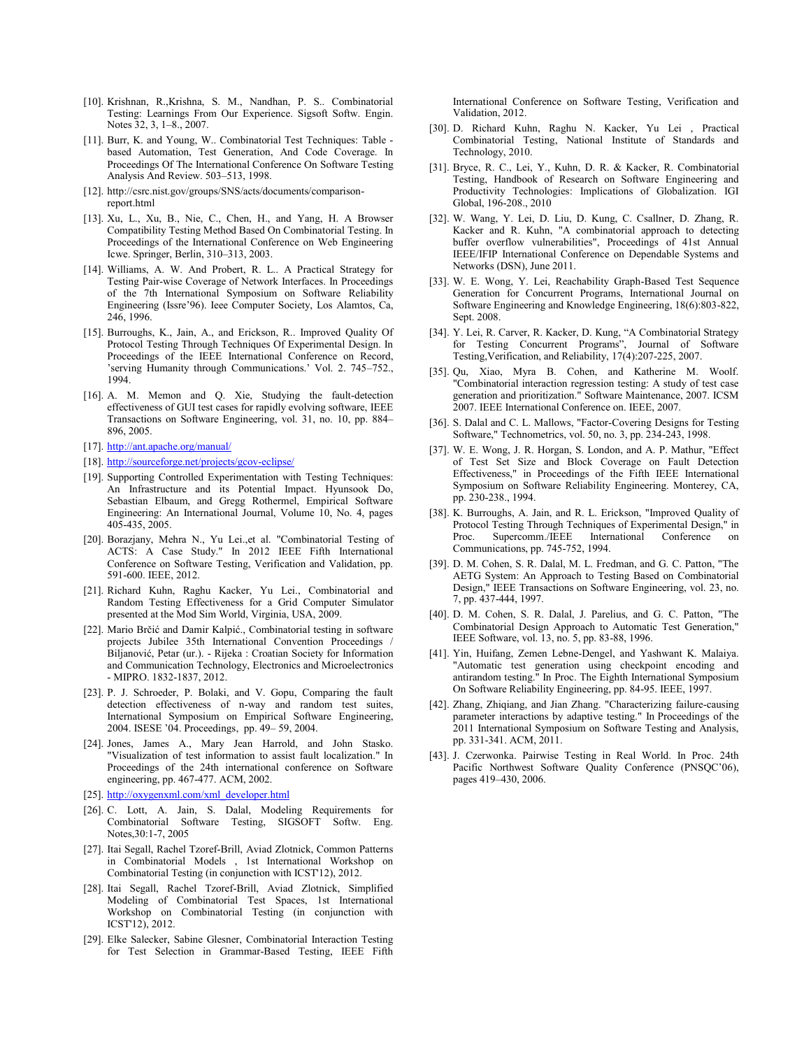[10]. Krishnan, R.,Krishna, S. M., Nandhan, P. S.. Combinatorial Testing: Learnings From Our Experience. Sigsoft Softw. Engin. Notes 32, 3, 1–8., 2007.

[11]. Burr, K. and Young, W.. Combinatorial Test Techniques: Table - based Automation, Test Generation, And Code Coverage. In Proceedings Of The International Conference On Software Testing Analysis And Review. 503–513, 1998.

[12]. http://csrc.nist.gov/groups/SNS/acts/documents/comparison-report.html

[13]. Xu, L., Xu, B., Nie, C., Chen, H., and Yang, H. A Browser Compatibility Testing Method Based On Combinatorial Testing. In Proceedings of the International Conference on Web Engineering Icwe. Springer, Berlin, 310–313, 2003.

[14]. Williams, A. W. And Probert, R. L.. A Practical Strategy for Testing Pair-wise Coverage of Network Interfaces. In Proceedings of the 7th International Symposium on Software Reliability Engineering (Issre'96). Ieee Computer Society, Los Alamtos, Ca, 246, 1996.

[15]. Burroughs, K., Jain, A., and Erickson, R.. Improved Quality Of Protocol Testing Through Techniques Of Experimental Design. In Proceedings of the IEEE International Conference on Record, 'serving Humanity through Communications.' Vol. 2. 745–752., 1994.

[16]. A. M. Memon and Q. Xie, Studying the fault-detection effectiveness of GUI test cases for rapidly evolving software, IEEE Transactions on Software Engineering, vol. 31, no. 10, pp. 884–896, 2005.

[17]. http://ant.apache.org/manual/

[18]. http://sourceforge.net/projects/gcov-eclipse/

[19]. Supporting Controlled Experimentation with Testing Techniques: An Infrastructure and its Potential Impact. Hyunsook Do, Sebastian Elbaum, and Gregg Rothermel, Empirical Software Engineering: An International Journal, Volume 10, No. 4, pages 405-435, 2005.

[20]. Borazjany, Mehra N., Yu Lei.,et al. "Combinatorial Testing of ACTS: A Case Study." In 2012 IEEE Fifth International Conference on Software Testing, Verification and Validation, pp. 591-600. IEEE, 2012.

[21]. Richard Kuhn, Raghu Kacker, Yu Lei., Combinatorial and Random Testing Effectiveness for a Grid Computer Simulator presented at the Mod Sim World, Virginia, USA, 2009.

[22]. Mario Brčić and Damir Kalpić., Combinatorial testing in software projects Jubilee 35th International Convention Proceedings / Biljanović, Petar (ur.). - Rijeka : Croatian Society for Information and Communication Technology, Electronics and Microelectronics - MIPRO. 1832-1837, 2012.

[23]. P. J. Schroeder, P. Bolaki, and V. Gopu, Comparing the fault detection effectiveness of n-way and random test suites, International Symposium on Empirical Software Engineering, 2004. ISESE '04. Proceedings, pp. 49– 59, 2004.

[24]. Jones, James A., Mary Jean Harrold, and John Stasko. "Visualization of test information to assist fault localization." In Proceedings of the 24th international conference on Software engineering, pp. 467-477. ACM, 2002.

[25]. http://oxygenxml.com/xml_developer.html

[26]. C. Lott, A. Jain, S. Dalal, Modeling Requirements for Combinatorial Software Testing, SIGSOFT Softw. Eng. Notes,30:1-7, 2005

[27]. Itai Segall, Rachel Tzoref-Brill, Aviad Zlotnick, Common Patterns in Combinatorial Models , 1st International Workshop on Combinatorial Testing (in conjunction with ICST'12), 2012.

[28]. Itai Segall, Rachel Tzoref-Brill, Aviad Zlotnick, Simplified Modeling of Combinatorial Test Spaces, 1st International Workshop on Combinatorial Testing (in conjunction with ICST'12), 2012.

[29]. Elke Salecker, Sabine Glesner, Combinatorial Interaction Testing for Test Selection in Grammar-Based Testing, IEEE Fifth International Conference on Software Testing, Verification and Validation, 2012.

[30]. D. Richard Kuhn, Raghu N. Kacker, Yu Lei , Practical Combinatorial Testing, National Institute of Standards and Technology, 2010.

[31]. Bryce, R. C., Lei, Y., Kuhn, D. R. & Kacker, R. Combinatorial Testing, Handbook of Research on Software Engineering and Productivity Technologies: Implications of Globalization. IGI Global, 196-208., 2010

[32]. W. Wang, Y. Lei, D. Liu, D. Kung, C. Csallner, D. Zhang, R. Kacker and R. Kuhn, "A combinatorial approach to detecting buffer overflow vulnerabilities", Proceedings of 41st Annual IEEE/IFIP International Conference on Dependable Systems and Networks (DSN), June 2011.

[33]. W. E. Wong, Y. Lei, Reachability Graph-Based Test Sequence Generation for Concurrent Programs, International Journal on Software Engineering and Knowledge Engineering, 18(6):803-822, Sept. 2008.

[34]. Y. Lei, R. Carver, R. Kacker, D. Kung, "A Combinatorial Strategy for Testing Concurrent Programs", Journal of Software Testing,Verification, and Reliability, 17(4):207-225, 2007.

[35]. Qu, Xiao, Myra B. Cohen, and Katherine M. Woolf. "Combinatorial interaction regression testing: A study of test case generation and prioritization." Software Maintenance, 2007. ICSM 2007. IEEE International Conference on. IEEE, 2007.

[36]. S. Dalal and C. L. Mallows, "Factor-Covering Designs for Testing Software," Technometrics, vol. 50, no. 3, pp. 234-243, 1998.

[37]. W. E. Wong, J. R. Horgan, S. London, and A. P. Mathur, "Effect of Test Set Size and Block Coverage on Fault Detection Effectiveness," in Proceedings of the Fifth IEEE International Symposium on Software Reliability Engineering. Monterey, CA, pp. 230-238., 1994.

[38]. K. Burroughs, A. Jain, and R. L. Erickson, "Improved Quality of Protocol Testing Through Techniques of Experimental Design," in Proc. Supercomm./IEEE International Conference on Communications, pp. 745-752, 1994.

[39]. D. M. Cohen, S. R. Dalal, M. L. Fredman, and G. C. Patton, "The AETG System: An Approach to Testing Based on Combinatorial Design," IEEE Transactions on Software Engineering, vol. 23, no. 7, pp. 437-444, 1997.

[40]. D. M. Cohen, S. R. Dalal, J. Parelius, and G. C. Patton, "The Combinatorial Design Approach to Automatic Test Generation," IEEE Software, vol. 13, no. 5, pp. 83-88, 1996.

[41]. Yin, Huifang, Zemen Lebne-Dengel, and Yashwant K. Malaiya. "Automatic test generation using checkpoint encoding and antirandom testing." In Proc. The Eighth International Symposium On Software Reliability Engineering, pp. 84-95. IEEE, 1997.

[42]. Zhang, Zhiqiang, and Jian Zhang. "Characterizing failure-causing parameter interactions by adaptive testing." In Proceedings of the 2011 International Symposium on Software Testing and Analysis, pp. 331-341. ACM, 2011.

[43]. J. Czerwonka. Pairwise Testing in Real World. In Proc. 24th Pacific Northwest Software Quality Conference (PNSQC'06), pages 419–430, 2006.